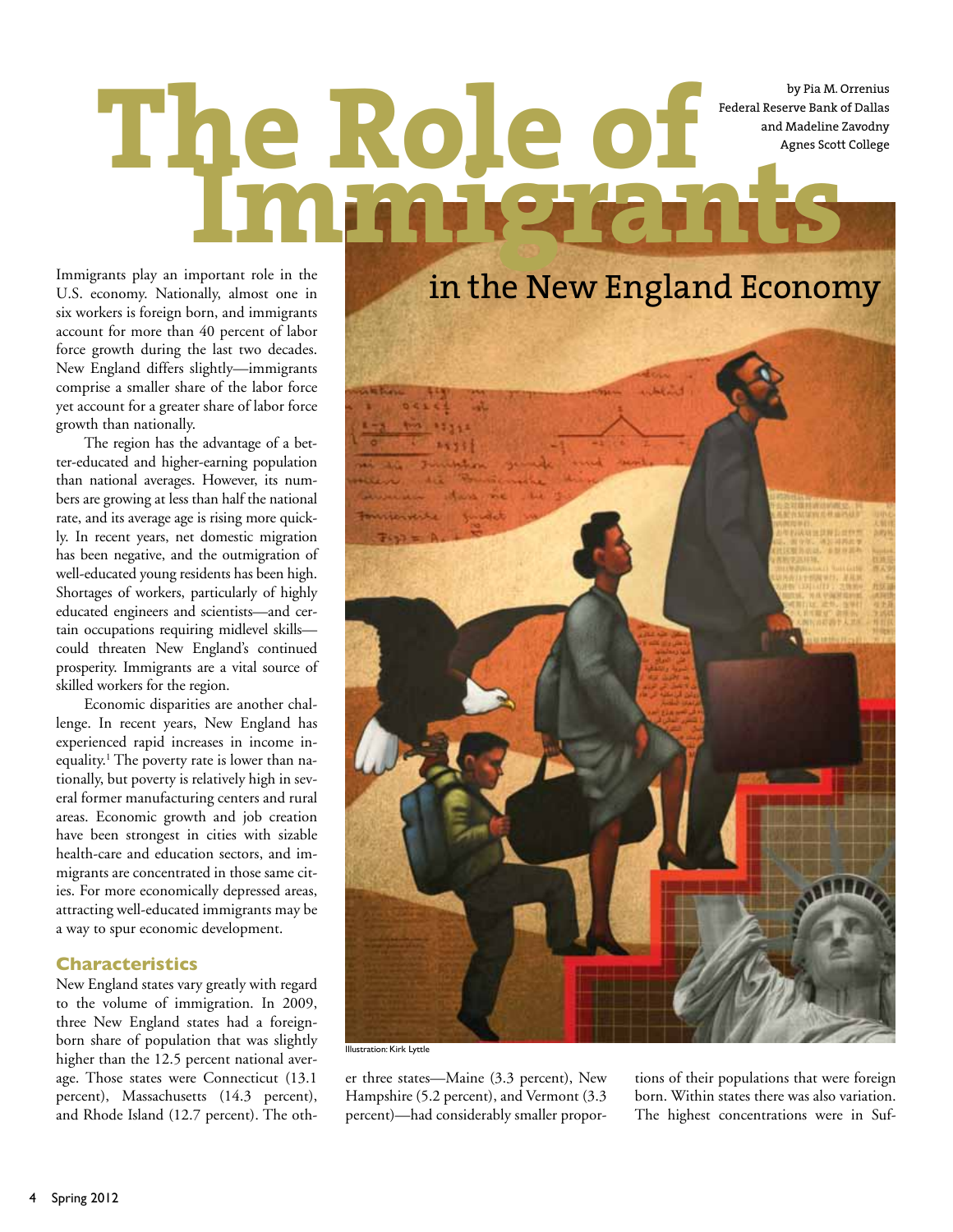# The Role of Immigrants in the New England Economy

by Pia M. Orrenius
Federal Reserve Bank of Dallas
and Madeline Zavodny
Agnes Scott College

Immigrants play an important role in the U.S. economy. Nationally, almost one in six workers is foreign born, and immigrants account for more than 40 percent of labor force growth during the last two decades. New England differs slightly—immigrants comprise a smaller share of the labor force yet account for a greater share of labor force growth than nationally.

The region has the advantage of a better-educated and higher-earning population than national averages. However, its numbers are growing at less than half the national rate, and its average age is rising more quickly. In recent years, net domestic migration has been negative, and the outmigration of well-educated young residents has been high. Shortages of workers, particularly of highly educated engineers and scientists—and certain occupations requiring midlevel skills—could threaten New England's continued prosperity. Immigrants are a vital source of skilled workers for the region.

Economic disparities are another challenge. In recent years, New England has experienced rapid increases in income inequality.[1] The poverty rate is lower than nationally, but poverty is relatively high in several former manufacturing centers and rural areas. Economic growth and job creation have been strongest in cities with sizable health-care and education sectors, and immigrants are concentrated in those same cities. For more economically depressed areas, attracting well-educated immigrants may be a way to spur economic development.

## Characteristics

New England states vary greatly with regard to the volume of immigration. In 2009, three New England states had a foreign-born share of population that was slightly higher than the 12.5 percent national average. Those states were Connecticut (13.1 percent), Massachusetts (14.3 percent), and Rhode Island (12.7 percent). The other three states—Maine (3.3 percent), New Hampshire (5.2 percent), and Vermont (3.3 percent)—had considerably smaller proportions of their populations that were foreign born. Within states there was also variation. The highest concentrations were in Suf-

Illustration: Kirk Lyttle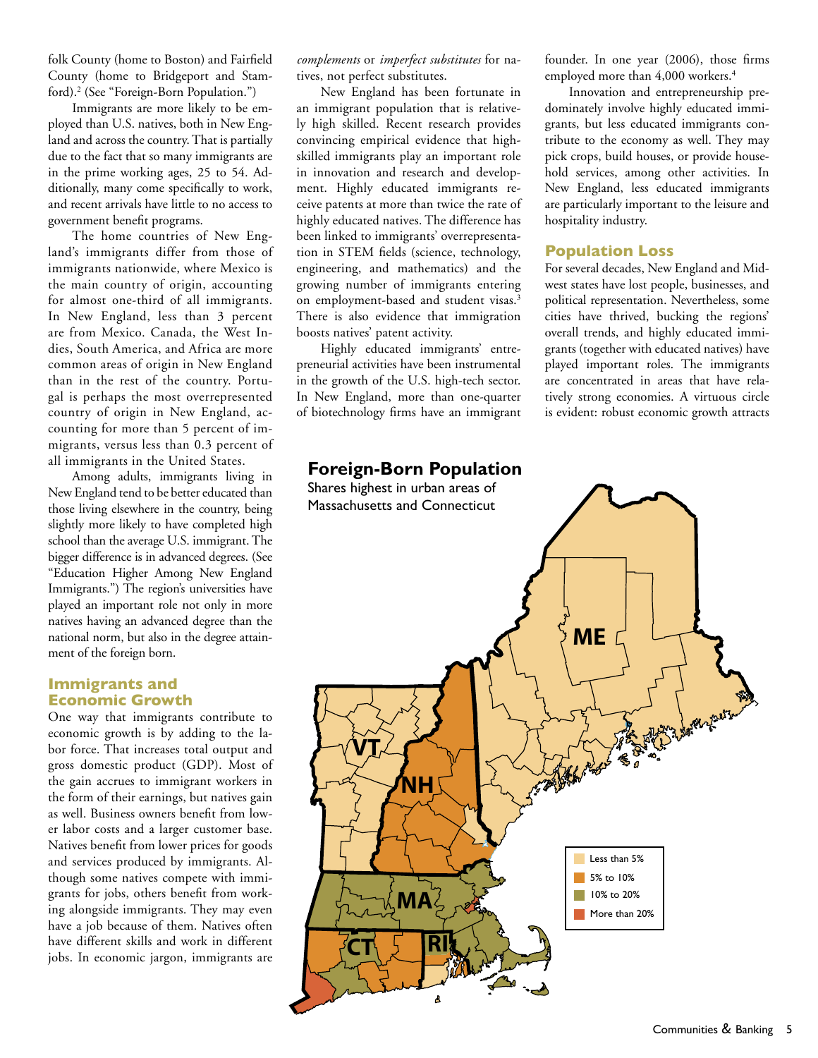folk County (home to Boston) and Fairfield County (home to Bridgeport and Stamford).[2] (See "Foreign-Born Population.")

Immigrants are more likely to be employed than U.S. natives, both in New England and across the country. That is partially due to the fact that so many immigrants are in the prime working ages, 25 to 54. Additionally, many come specifically to work, and recent arrivals have little to no access to government benefit programs.

The home countries of New England's immigrants differ from those of immigrants nationwide, where Mexico is the main country of origin, accounting for almost one-third of all immigrants. In New England, less than 3 percent are from Mexico. Canada, the West Indies, South America, and Africa are more common areas of origin in New England than in the rest of the country. Portugal is perhaps the most overrepresented country of origin in New England, accounting for more than 5 percent of immigrants, versus less than 0.3 percent of all immigrants in the United States.

Among adults, immigrants living in New England tend to be better educated than those living elsewhere in the country, being slightly more likely to have completed high school than the average U.S. immigrant. The bigger difference is in advanced degrees. (See "Education Higher Among New England Immigrants.") The region's universities have played an important role not only in more natives having an advanced degree than the national norm, but also in the degree attainment of the foreign born.

## Immigrants and Economic Growth

One way that immigrants contribute to economic growth is by adding to the labor force. That increases total output and gross domestic product (GDP). Most of the gain accrues to immigrant workers in the form of their earnings, but natives gain as well. Business owners benefit from lower labor costs and a larger customer base. Natives benefit from lower prices for goods and services produced by immigrants. Although some natives compete with immigrants for jobs, others benefit from working alongside immigrants. They may even have a job because of them. Natives often have different skills and work in different jobs. In economic jargon, immigrants are *complements* or *imperfect substitutes* for natives, not perfect substitutes.

New England has been fortunate in an immigrant population that is relatively high skilled. Recent research provides convincing empirical evidence that high-skilled immigrants play an important role in innovation and research and development. Highly educated immigrants receive patents at more than twice the rate of highly educated natives. The difference has been linked to immigrants' overrepresentation in STEM fields (science, technology, engineering, and mathematics) and the growing number of immigrants entering on employment-based and student visas.[3] There is also evidence that immigration boosts natives' patent activity.

Highly educated immigrants' entrepreneurial activities have been instrumental in the growth of the U.S. high-tech sector. In New England, more than one-quarter of biotechnology firms have an immigrant founder. In one year (2006), those firms employed more than 4,000 workers.[4]

Innovation and entrepreneurship predominately involve highly educated immigrants, but less educated immigrants contribute to the economy as well. They may pick crops, build houses, or provide household services, among other activities. In New England, less educated immigrants are particularly important to the leisure and hospitality industry.

## Population Loss

For several decades, New England and Midwest states have lost people, businesses, and political representation. Nevertheless, some cities have thrived, bucking the regions' overall trends, and highly educated immigrants (together with educated natives) have played important roles. The immigrants are concentrated in areas that have relatively strong economies. A virtuous circle is evident: robust economic growth attracts

**Foreign-Born Population**

Shares highest in urban areas of Massachusetts and Connecticut

Less than 5%
5% to 10%
10% to 20%
More than 20%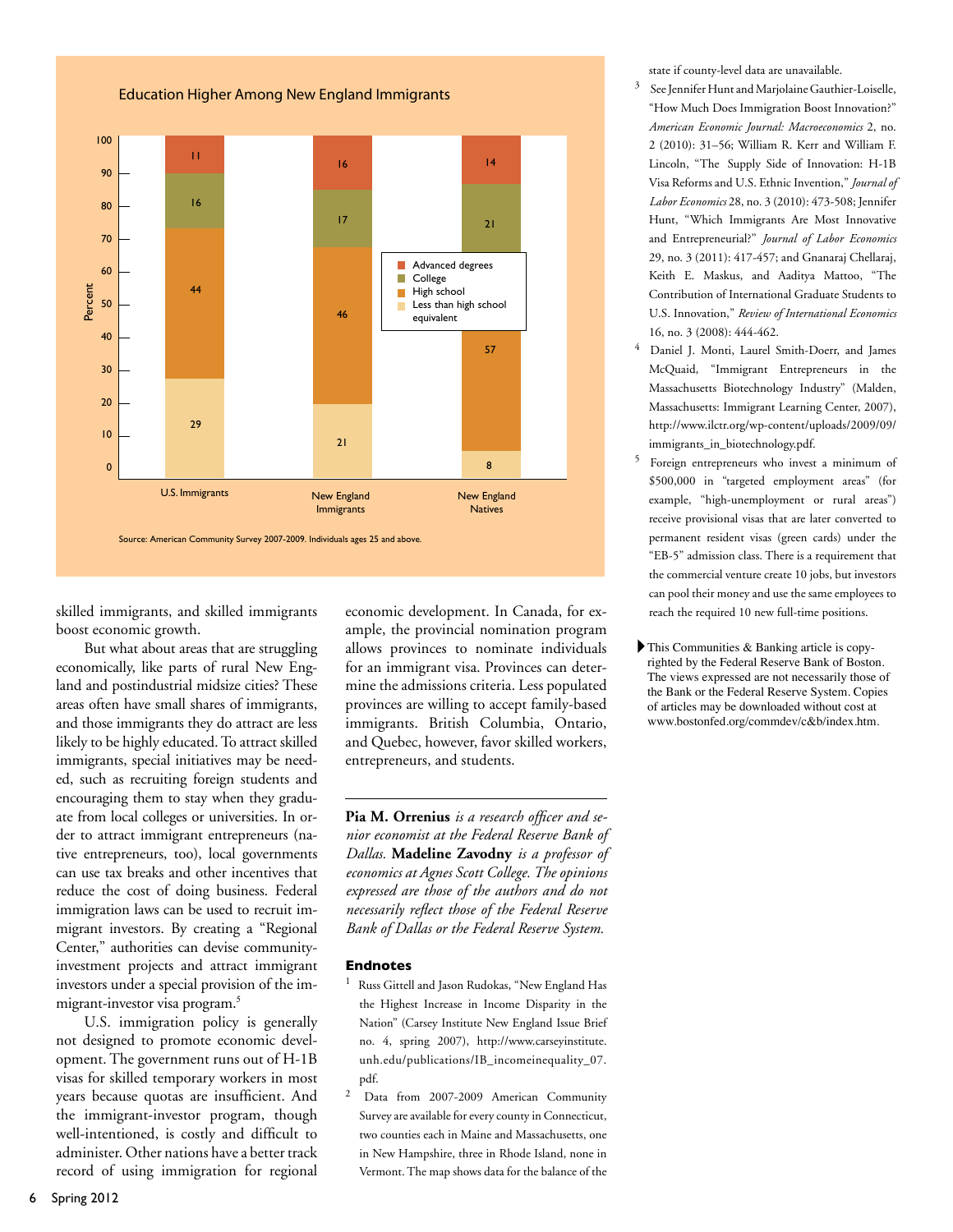Education Higher Among New England Immigrants

100
90
80
70
60
50
40
30
20
10
0

Percent

U.S. Immigrants: 29, 44, 16, 11

New England Immigrants: 21, 46, 17, 16

New England Natives: 8, 57, 21, 14

Advanced degrees
College
High school
Less than high school equivalent

Source: American Community Survey 2007-2009. Individuals ages 25 and above.

skilled immigrants, and skilled immigrants boost economic growth.

But what about areas that are struggling economically, like parts of rural New England and postindustrial midsize cities? These areas often have small shares of immigrants, and those immigrants they do attract are less likely to be highly educated. To attract skilled immigrants, special initiatives may be needed, such as recruiting foreign students and encouraging them to stay when they graduate from local colleges or universities. In order to attract immigrant entrepreneurs (native entrepreneurs, too), local governments can use tax breaks and other incentives that reduce the cost of doing business. Federal immigration laws can be used to recruit immigrant investors. By creating a "Regional Center," authorities can devise community-investment projects and attract immigrant investors under a special provision of the immigrant-investor visa program.[5]

U.S. immigration policy is generally not designed to promote economic development. The government runs out of H-1B visas for skilled temporary workers in most years because quotas are insufficient. And the immigrant-investor program, though well-intentioned, is costly and difficult to administer. Other nations have a better track record of using immigration for regional economic development. In Canada, for example, the provincial nomination program allows provinces to nominate individuals for an immigrant visa. Provinces can determine the admissions criteria. Less populated provinces are willing to accept family-based immigrants. British Columbia, Ontario, and Quebec, however, favor skilled workers, entrepreneurs, and students.

---

**Pia M. Orrenius** *is a research officer and senior economist at the Federal Reserve Bank of Dallas.* **Madeline Zavodny** *is a professor of economics at Agnes Scott College. The opinions expressed are those of the authors and do not necessarily reflect those of the Federal Reserve Bank of Dallas or the Federal Reserve System.*

### Endnotes

1. Russ Gittell and Jason Rudokas, "New England Has the Highest Increase in Income Disparity in the Nation" (Carsey Institute New England Issue Brief no. 4, spring 2007), http://www.carseyinstitute.unh.edu/publications/IB_incomeinequality_07.pdf.

2. Data from 2007-2009 American Community Survey are available for every county in Connecticut, two counties each in Maine and Massachusetts, one in New Hampshire, three in Rhode Island, none in Vermont. The map shows data for the balance of the state if county-level data are unavailable.

3. See Jennifer Hunt and Marjolaine Gauthier-Loiselle, "How Much Does Immigration Boost Innovation?" *American Economic Journal: Macroeconomics* 2, no. 2 (2010): 31–56; William R. Kerr and William F. Lincoln, "The Supply Side of Innovation: H-1B Visa Reforms and U.S. Ethnic Invention," *Journal of Labor Economics* 28, no. 3 (2010): 473-508; Jennifer Hunt, "Which Immigrants Are Most Innovative and Entrepreneurial?" *Journal of Labor Economics* 29, no. 3 (2011): 417-457; and Gnanaraj Chellaraj, Keith E. Maskus, and Aaditya Mattoo, "The Contribution of International Graduate Students to U.S. Innovation," *Review of International Economics* 16, no. 3 (2008): 444-462.

4. Daniel J. Monti, Laurel Smith-Doerr, and James McQuaid, "Immigrant Entrepreneurs in the Massachusetts Biotechnology Industry" (Malden, Massachusetts: Immigrant Learning Center, 2007), http://www.ilctr.org/wp-content/uploads/2009/09/immigrants_in_biotechnology.pdf.

5. Foreign entrepreneurs who invest a minimum of $500,000 in "targeted employment areas" (for example, "high-unemployment or rural areas") receive provisional visas that are later converted to permanent resident visas (green cards) under the "EB-5" admission class. There is a requirement that the commercial venture create 10 jobs, but investors can pool their money and use the same employees to reach the required 10 new full-time positions.

This Communities & Banking article is copyrighted by the Federal Reserve Bank of Boston. The views expressed are not necessarily those of the Bank or the Federal Reserve System. Copies of articles may be downloaded without cost at www.bostonfed.org/commdev/c&b/index.htm.